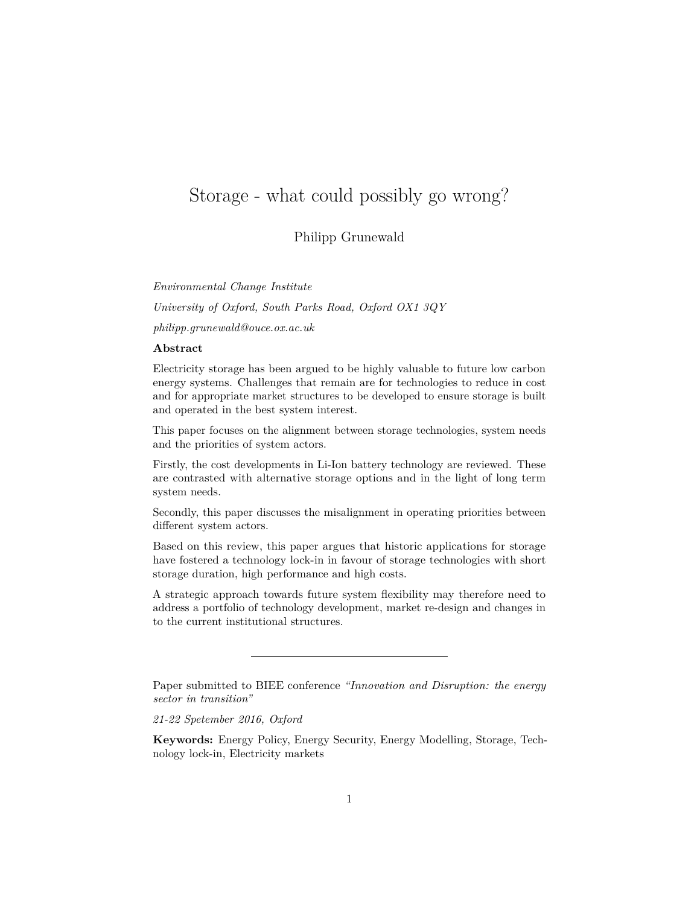# Storage - what could possibly go wrong?

Philipp Grunewald

*Environmental Change Institute*

*University of Oxford, South Parks Road, Oxford OX1 3QY*

*philipp.grunewald@ouce.ox.ac.uk*

**Abstract**

Electricity storage has been argued to be highly valuable to future low carbon energy systems. Challenges that remain are for technologies to reduce in cost and for appropriate market structures to be developed to ensure storage is built and operated in the best system interest.

This paper focuses on the alignment between storage technologies, system needs and the priorities of system actors.

Firstly, the cost developments in Li-Ion battery technology are reviewed. These are contrasted with alternative storage options and in the light of long term system needs.

Secondly, this paper discusses the misalignment in operating priorities between different system actors.

Based on this review, this paper argues that historic applications for storage have fostered a technology lock-in in favour of storage technologies with short storage duration, high performance and high costs.

A strategic approach towards future system flexibility may therefore need to address a portfolio of technology development, market re-design and changes in to the current institutional structures.

---

Paper submitted to BIEE conference *"Innovation and Disruption: the energy sector in transition"*

*21-22 Spetember 2016, Oxford*

**Keywords:** Energy Policy, Energy Security, Energy Modelling, Storage, Technology lock-in, Electricity markets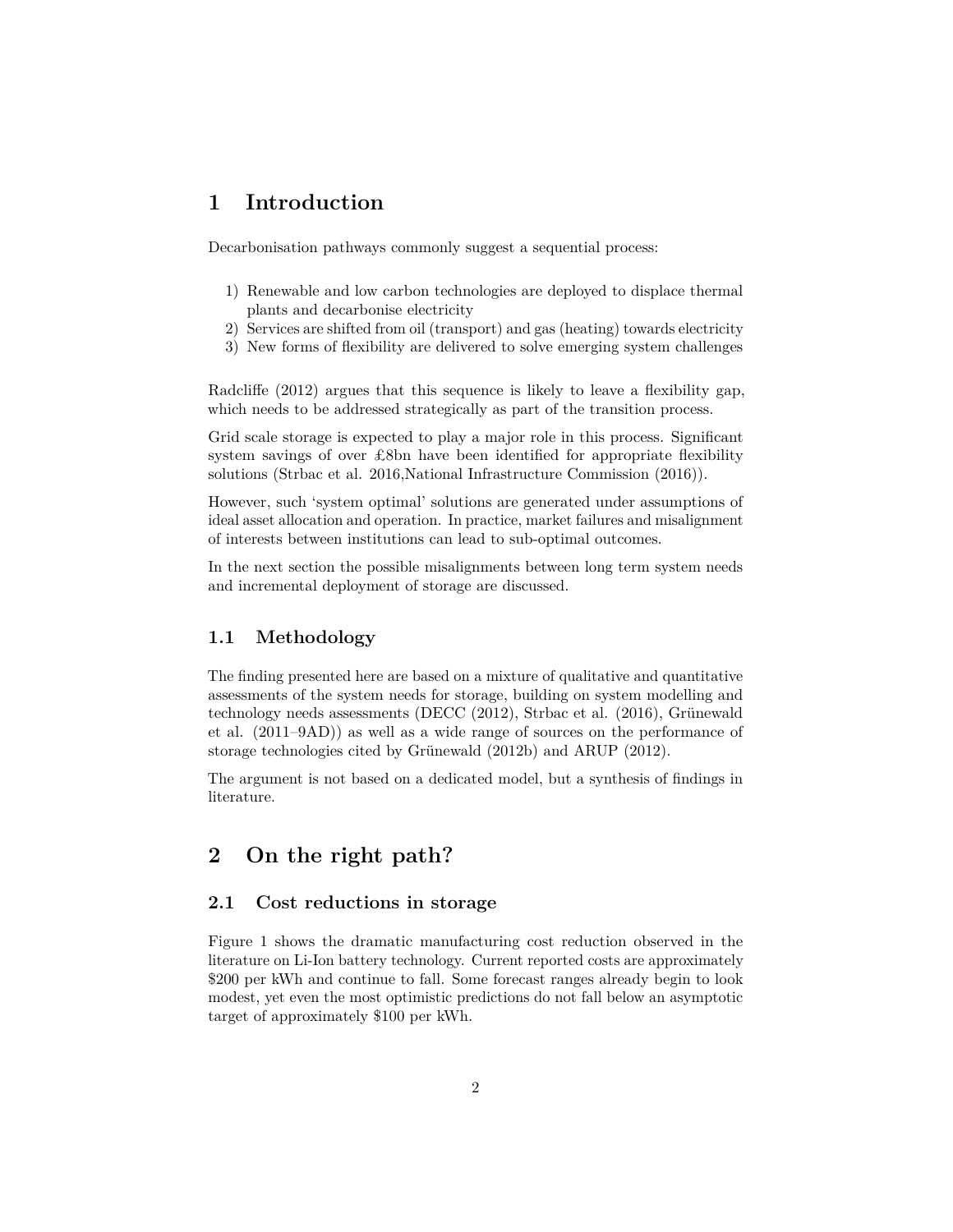# 1 Introduction

Decarbonisation pathways commonly suggest a sequential process:

1) Renewable and low carbon technologies are deployed to displace thermal plants and decarbonise electricity
2) Services are shifted from oil (transport) and gas (heating) towards electricity
3) New forms of flexibility are delivered to solve emerging system challenges

Radcliffe (2012) argues that this sequence is likely to leave a flexibility gap, which needs to be addressed strategically as part of the transition process.

Grid scale storage is expected to play a major role in this process. Significant system savings of over £8bn have been identified for appropriate flexibility solutions (Strbac et al. 2016,National Infrastructure Commission (2016)).

However, such 'system optimal' solutions are generated under assumptions of ideal asset allocation and operation. In practice, market failures and misalignment of interests between institutions can lead to sub-optimal outcomes.

In the next section the possible misalignments between long term system needs and incremental deployment of storage are discussed.

## 1.1 Methodology

The finding presented here are based on a mixture of qualitative and quantitative assessments of the system needs for storage, building on system modelling and technology needs assessments (DECC (2012), Strbac et al. (2016), Grünewald et al. (2011–9AD)) as well as a wide range of sources on the performance of storage technologies cited by Grünewald (2012b) and ARUP (2012).

The argument is not based on a dedicated model, but a synthesis of findings in literature.

# 2 On the right path?

## 2.1 Cost reductions in storage

Figure 1 shows the dramatic manufacturing cost reduction observed in the literature on Li-Ion battery technology. Current reported costs are approximately $200 per kWh and continue to fall. Some forecast ranges already begin to look modest, yet even the most optimistic predictions do not fall below an asymptotic target of approximately $100 per kWh.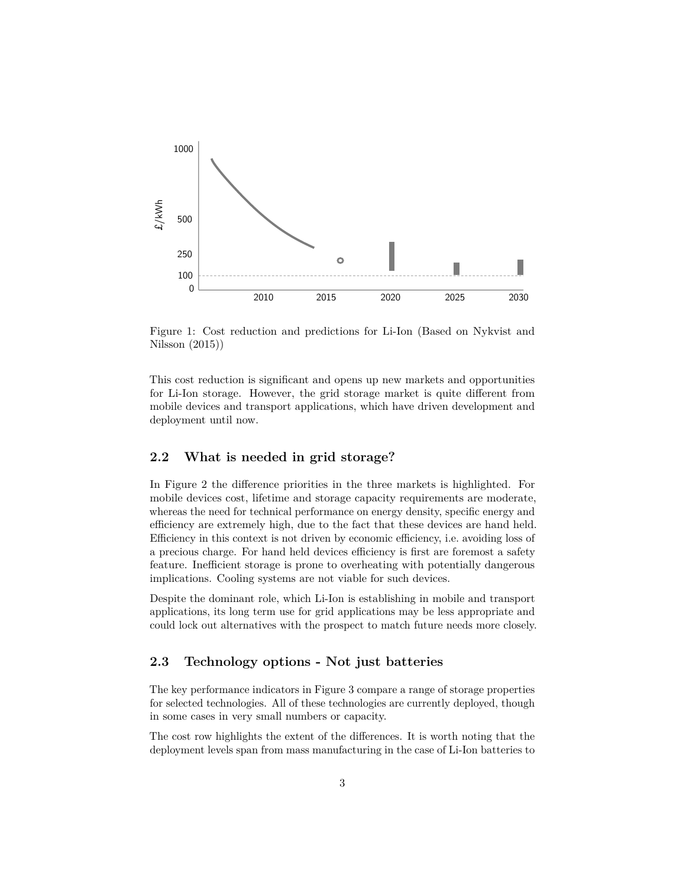£/kWh

1000

500

250

100

0

2010

2015

2020

2025

2030

Figure 1: Cost reduction and predictions for Li-Ion (Based on Nykvist and Nilsson (2015))

This cost reduction is significant and opens up new markets and opportunities for Li-Ion storage. However, the grid storage market is quite different from mobile devices and transport applications, which have driven development and deployment until now.

### 2.2 What is needed in grid storage?

In Figure 2 the difference priorities in the three markets is highlighted. For mobile devices cost, lifetime and storage capacity requirements are moderate, whereas the need for technical performance on energy density, specific energy and efficiency are extremely high, due to the fact that these devices are hand held. Efficiency in this context is not driven by economic efficiency, i.e. avoiding loss of a precious charge. For hand held devices efficiency is first are foremost a safety feature. Inefficient storage is prone to overheating with potentially dangerous implications. Cooling systems are not viable for such devices.

Despite the dominant role, which Li-Ion is establishing in mobile and transport applications, its long term use for grid applications may be less appropriate and could lock out alternatives with the prospect to match future needs more closely.

### 2.3 Technology options - Not just batteries

The key performance indicators in Figure 3 compare a range of storage properties for selected technologies. All of these technologies are currently deployed, though in some cases in very small numbers or capacity.

The cost row highlights the extent of the differences. It is worth noting that the deployment levels span from mass manufacturing in the case of Li-Ion batteries to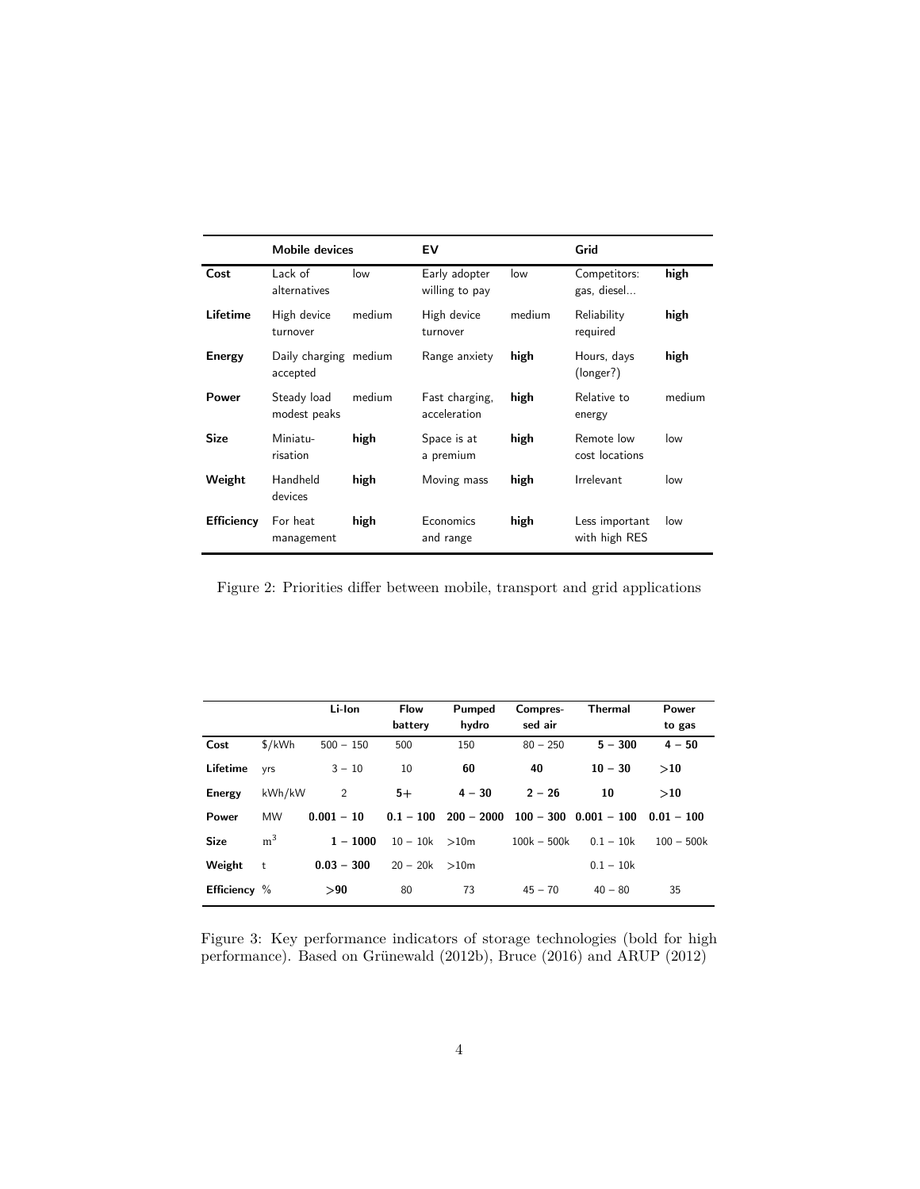| | Mobile devices | | EV | | Grid | |
|---|---|---|---|---|---|---|
| **Cost** | Lack of alternatives | low | Early adopter willing to pay | low | Competitors: gas, diesel... | **high** |
| **Lifetime** | High device turnover | medium | High device turnover | medium | Reliability required | **high** |
| **Energy** | Daily charging accepted | medium | Range anxiety | **high** | Hours, days (longer?) | **high** |
| **Power** | Steady load modest peaks | medium | Fast charging, acceleration | **high** | Relative to energy | medium |
| **Size** | Miniatu-risation | **high** | Space is at a premium | **high** | Remote low cost locations | low |
| **Weight** | Handheld devices | **high** | Moving mass | **high** | Irrelevant | low |
| **Efficiency** | For heat management | **high** | Economics and range | **high** | Less important with high RES | low |

Figure 2: Priorities differ between mobile, transport and grid applications

| | | Li-Ion | Flow battery | Pumped hydro | Compres-sed air | Thermal | Power to gas |
|---|---|---|---|---|---|---|---|
| **Cost** | \$/kWh | 500 − 150 | 500 | 150 | 80 − 250 | **5 − 300** | **4 − 50** |
| **Lifetime** | yrs | 3 − 10 | 10 | **60** | **40** | **10 − 30** | **>10** |
| **Energy** | kWh/kW | 2 | **5+** | **4 − 30** | **2 − 26** | **10** | **>10** |
| **Power** | MW | **0.001 − 10** | **0.1 − 100** | **200 − 2000** | **100 − 300** | **0.001 − 100** | **0.01 − 100** |
| **Size** | $m^3$ | **1 − 1000** | 10 − 10k | >10m | 100k − 500k | 0.1 − 10k | 100 − 500k |
| **Weight** | t | **0.03 − 300** | 20 − 20k | >10m | | 0.1 − 10k | |
| **Efficiency** | % | **>90** | 80 | 73 | 45 − 70 | 40 − 80 | 35 |

Figure 3: Key performance indicators of storage technologies (bold for high performance). Based on Grünewald (2012b), Bruce (2016) and ARUP (2012)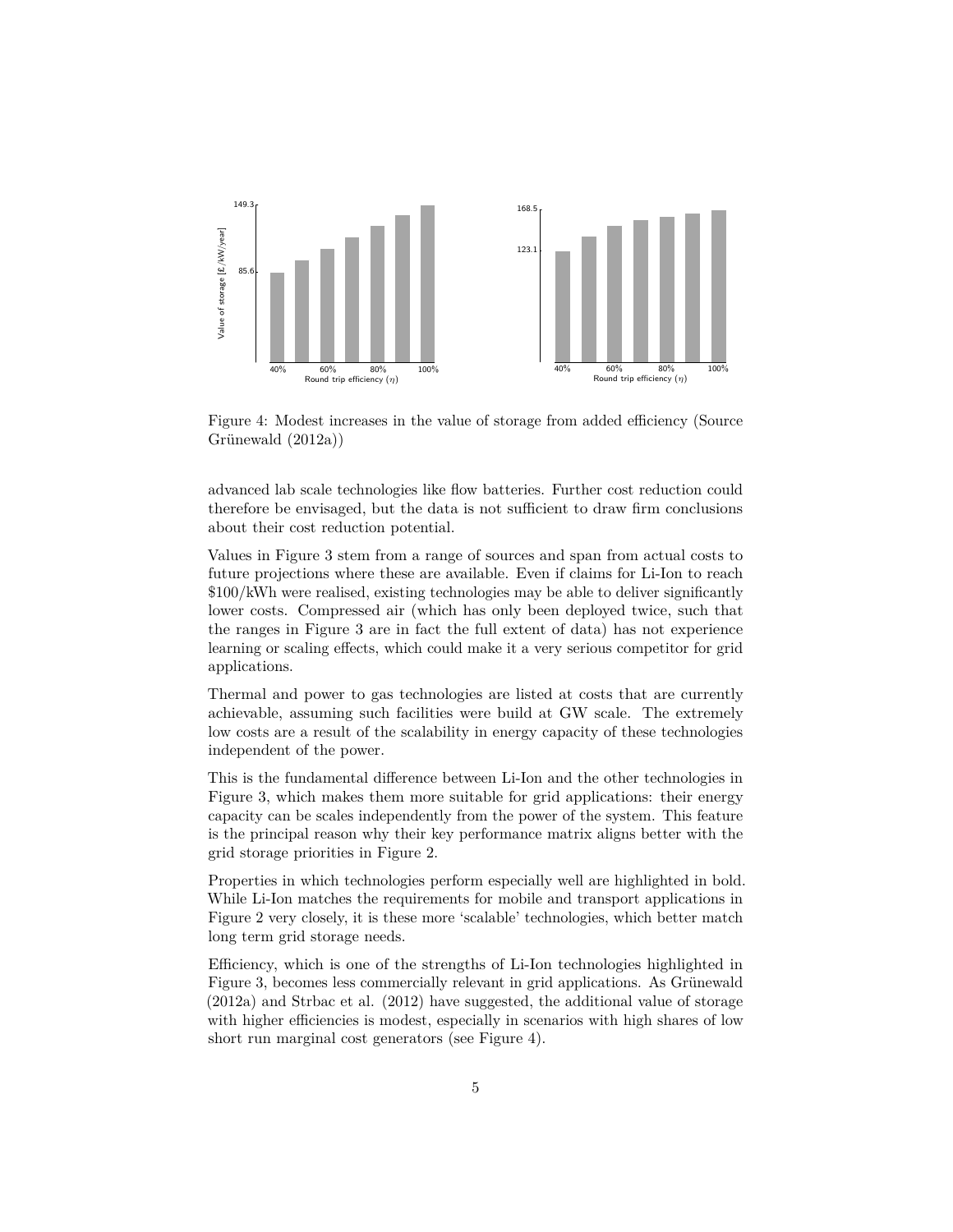149.3

85.6

Value of storage [£/kW/year]

40% 60% 80% 100%

Round trip efficiency ($\eta$)

168.5

123.1

40% 60% 80% 100%

Round trip efficiency ($\eta$)

Figure 4: Modest increases in the value of storage from added efficiency (Source Grünewald (2012a))

advanced lab scale technologies like flow batteries. Further cost reduction could therefore be envisaged, but the data is not sufficient to draw firm conclusions about their cost reduction potential.

Values in Figure 3 stem from a range of sources and span from actual costs to future projections where these are available. Even if claims for Li-Ion to reach \$100/kWh were realised, existing technologies may be able to deliver significantly lower costs. Compressed air (which has only been deployed twice, such that the ranges in Figure 3 are in fact the full extent of data) has not experience learning or scaling effects, which could make it a very serious competitor for grid applications.

Thermal and power to gas technologies are listed at costs that are currently achievable, assuming such facilities were build at GW scale. The extremely low costs are a result of the scalability in energy capacity of these technologies independent of the power.

This is the fundamental difference between Li-Ion and the other technologies in Figure 3, which makes them more suitable for grid applications: their energy capacity can be scales independently from the power of the system. This feature is the principal reason why their key performance matrix aligns better with the grid storage priorities in Figure 2.

Properties in which technologies perform especially well are highlighted in bold. While Li-Ion matches the requirements for mobile and transport applications in Figure 2 very closely, it is these more 'scalable' technologies, which better match long term grid storage needs.

Efficiency, which is one of the strengths of Li-Ion technologies highlighted in Figure 3, becomes less commercially relevant in grid applications. As Grünewald (2012a) and Strbac et al. (2012) have suggested, the additional value of storage with higher efficiencies is modest, especially in scenarios with high shares of low short run marginal cost generators (see Figure 4).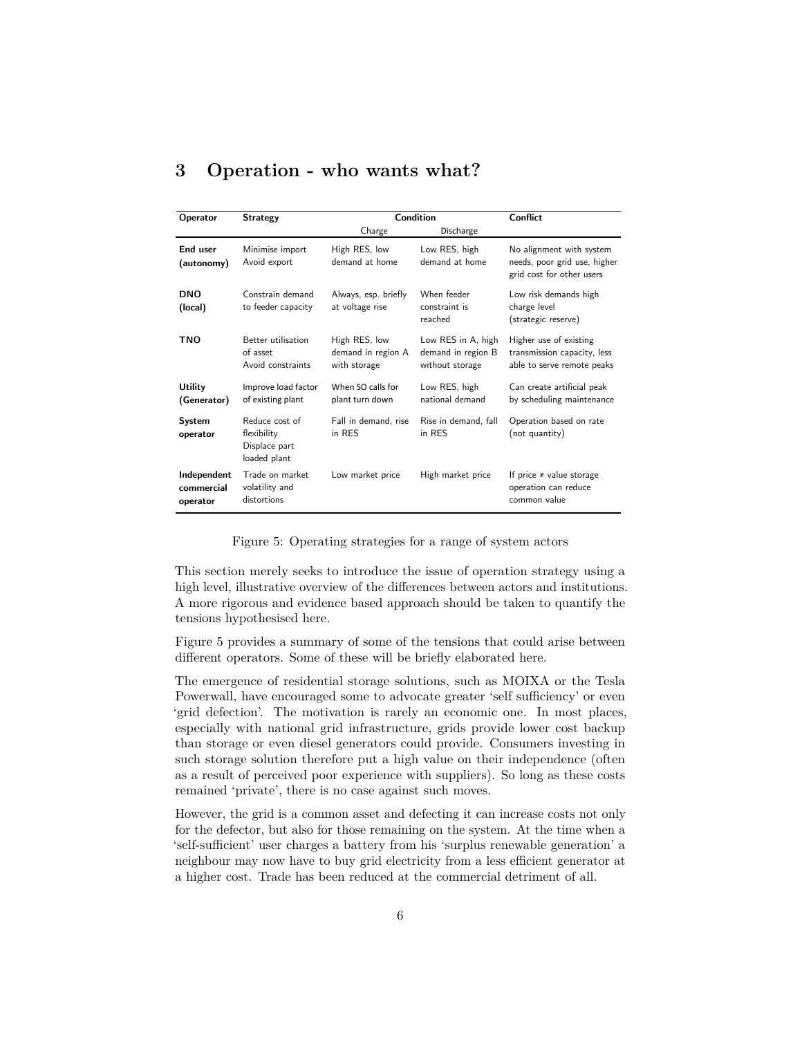## 3 Operation - who wants what?

| Operator | Strategy | Condition | | Conflict |
|---|---|---|---|---|
| | | Charge | Discharge | |
| **End user (autonomy)** | Minimise import Avoid export | High RES, low demand at home | Low RES, high demand at home | No alignment with system needs, poor grid use, higher grid cost for other users |
| **DNO (local)** | Constrain demand to feeder capacity | Always, esp. briefly at voltage rise | When feeder constraint is reached | Low risk demands high charge level (strategic reserve) |
| **TNO** | Better utilisation of asset Avoid constraints | High RES, low demand in region A with storage | Low RES in A, high demand in region B without storage | Higher use of existing transmission capacity, less able to serve remote peaks |
| **Utility (Generator)** | Improve load factor of existing plant | When SO calls for plant turn down | Low RES, high national demand | Can create artificial peak by scheduling maintenance |
| **System operator** | Reduce cost of flexibility Displace part loaded plant | Fall in demand, rise in RES | Rise in demand, fall in RES | Operation based on rate (not quantity) |
| **Independent commercial operator** | Trade on market volatility and distortions | Low market price | High market price | If price ≠ value storage operation can reduce common value |

Figure 5: Operating strategies for a range of system actors

This section merely seeks to introduce the issue of operation strategy using a high level, illustrative overview of the differences between actors and institutions. A more rigorous and evidence based approach should be taken to quantify the tensions hypothesised here.

Figure 5 provides a summary of some of the tensions that could arise between different operators. Some of these will be briefly elaborated here.

The emergence of residential storage solutions, such as MOIXA or the Tesla Powerwall, have encouraged some to advocate greater 'self sufficiency' or even 'grid defection'. The motivation is rarely an economic one. In most places, especially with national grid infrastructure, grids provide lower cost backup than storage or even diesel generators could provide. Consumers investing in such storage solution therefore put a high value on their independence (often as a result of perceived poor experience with suppliers). So long as these costs remained 'private', there is no case against such moves.

However, the grid is a common asset and defecting it can increase costs not only for the defector, but also for those remaining on the system. At the time when a 'self-sufficient' user charges a battery from his 'surplus renewable generation' a neighbour may now have to buy grid electricity from a less efficient generator at a higher cost. Trade has been reduced at the commercial detriment of all.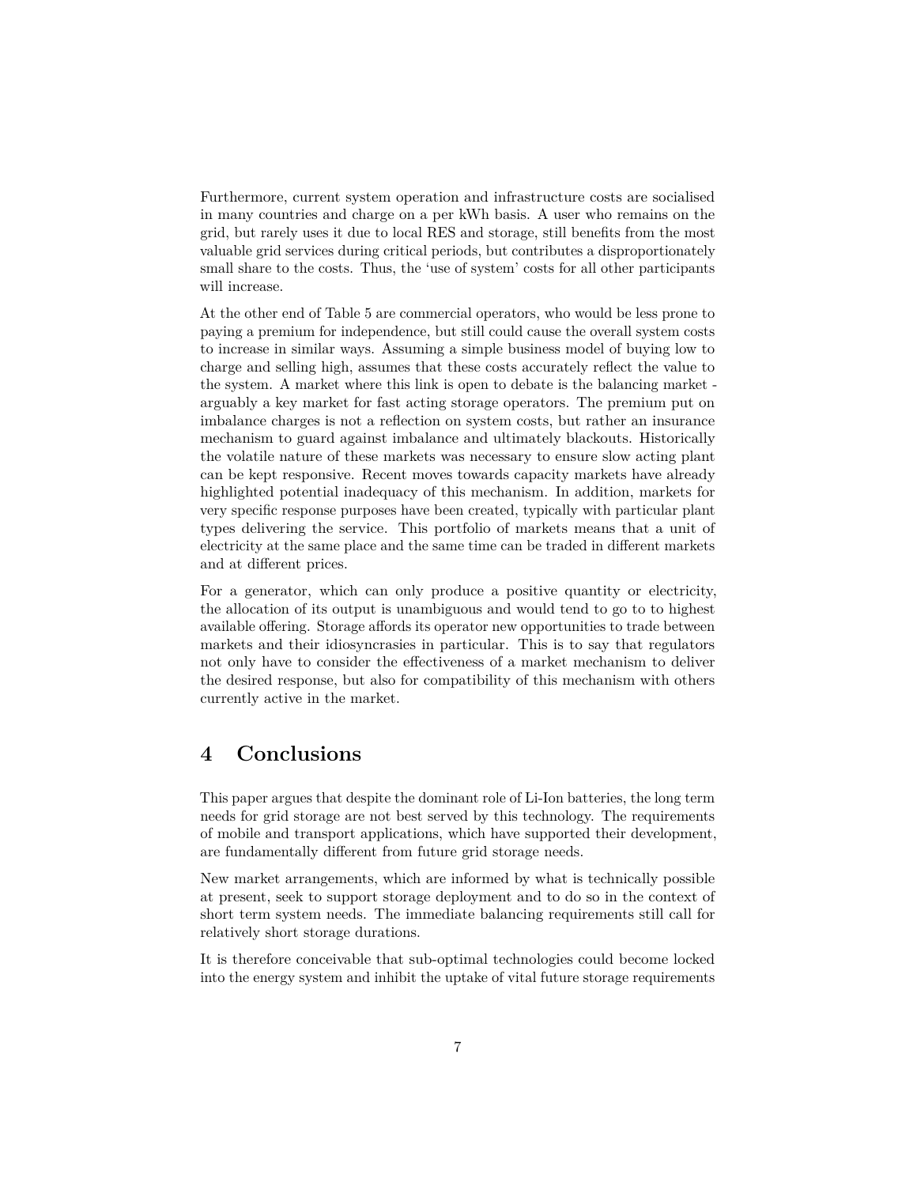Furthermore, current system operation and infrastructure costs are socialised in many countries and charge on a per kWh basis. A user who remains on the grid, but rarely uses it due to local RES and storage, still benefits from the most valuable grid services during critical periods, but contributes a disproportionately small share to the costs. Thus, the 'use of system' costs for all other participants will increase.

At the other end of Table 5 are commercial operators, who would be less prone to paying a premium for independence, but still could cause the overall system costs to increase in similar ways. Assuming a simple business model of buying low to charge and selling high, assumes that these costs accurately reflect the value to the system. A market where this link is open to debate is the balancing market - arguably a key market for fast acting storage operators. The premium put on imbalance charges is not a reflection on system costs, but rather an insurance mechanism to guard against imbalance and ultimately blackouts. Historically the volatile nature of these markets was necessary to ensure slow acting plant can be kept responsive. Recent moves towards capacity markets have already highlighted potential inadequacy of this mechanism. In addition, markets for very specific response purposes have been created, typically with particular plant types delivering the service. This portfolio of markets means that a unit of electricity at the same place and the same time can be traded in different markets and at different prices.

For a generator, which can only produce a positive quantity or electricity, the allocation of its output is unambiguous and would tend to go to to highest available offering. Storage affords its operator new opportunities to trade between markets and their idiosyncrasies in particular. This is to say that regulators not only have to consider the effectiveness of a market mechanism to deliver the desired response, but also for compatibility of this mechanism with others currently active in the market.

# 4 Conclusions

This paper argues that despite the dominant role of Li-Ion batteries, the long term needs for grid storage are not best served by this technology. The requirements of mobile and transport applications, which have supported their development, are fundamentally different from future grid storage needs.

New market arrangements, which are informed by what is technically possible at present, seek to support storage deployment and to do so in the context of short term system needs. The immediate balancing requirements still call for relatively short storage durations.

It is therefore conceivable that sub-optimal technologies could become locked into the energy system and inhibit the uptake of vital future storage requirements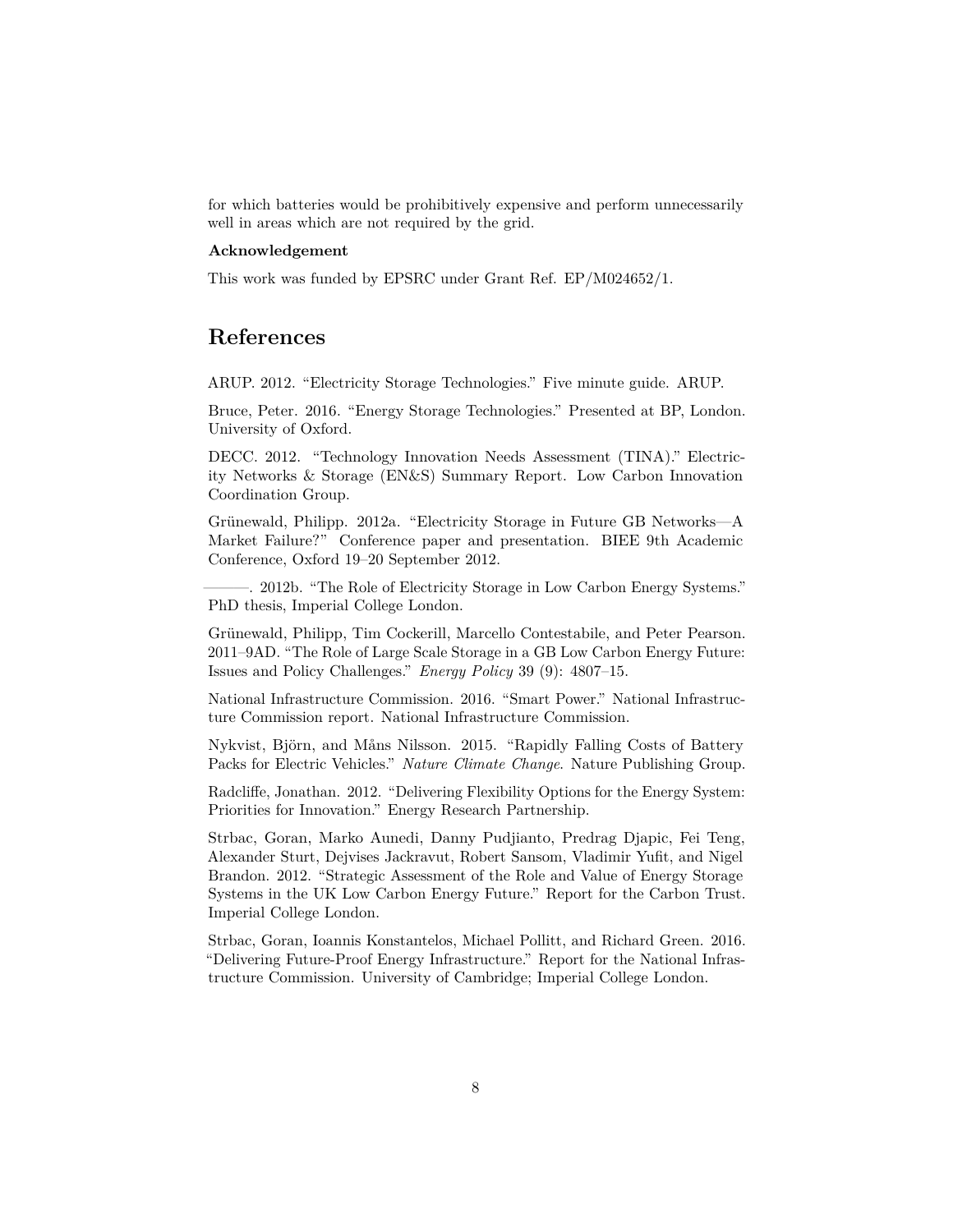for which batteries would be prohibitively expensive and perform unnecessarily well in areas which are not required by the grid.

**Acknowledgement**

This work was funded by EPSRC under Grant Ref. EP/M024652/1.

# References

ARUP. 2012. "Electricity Storage Technologies." Five minute guide. ARUP.

Bruce, Peter. 2016. "Energy Storage Technologies." Presented at BP, London. University of Oxford.

DECC. 2012. "Technology Innovation Needs Assessment (TINA)." Electricity Networks & Storage (EN&S) Summary Report. Low Carbon Innovation Coordination Group.

Grünewald, Philipp. 2012a. "Electricity Storage in Future GB Networks—A Market Failure?" Conference paper and presentation. BIEE 9th Academic Conference, Oxford 19–20 September 2012.

———. 2012b. "The Role of Electricity Storage in Low Carbon Energy Systems." PhD thesis, Imperial College London.

Grünewald, Philipp, Tim Cockerill, Marcello Contestabile, and Peter Pearson. 2011–9AD. "The Role of Large Scale Storage in a GB Low Carbon Energy Future: Issues and Policy Challenges." *Energy Policy* 39 (9): 4807–15.

National Infrastructure Commission. 2016. "Smart Power." National Infrastructure Commission report. National Infrastructure Commission.

Nykvist, Björn, and Måns Nilsson. 2015. "Rapidly Falling Costs of Battery Packs for Electric Vehicles." *Nature Climate Change*. Nature Publishing Group.

Radcliffe, Jonathan. 2012. "Delivering Flexibility Options for the Energy System: Priorities for Innovation." Energy Research Partnership.

Strbac, Goran, Marko Aunedi, Danny Pudjianto, Predrag Djapic, Fei Teng, Alexander Sturt, Dejvises Jackravut, Robert Sansom, Vladimir Yufit, and Nigel Brandon. 2012. "Strategic Assessment of the Role and Value of Energy Storage Systems in the UK Low Carbon Energy Future." Report for the Carbon Trust. Imperial College London.

Strbac, Goran, Ioannis Konstantelos, Michael Pollitt, and Richard Green. 2016. "Delivering Future-Proof Energy Infrastructure." Report for the National Infrastructure Commission. University of Cambridge; Imperial College London.